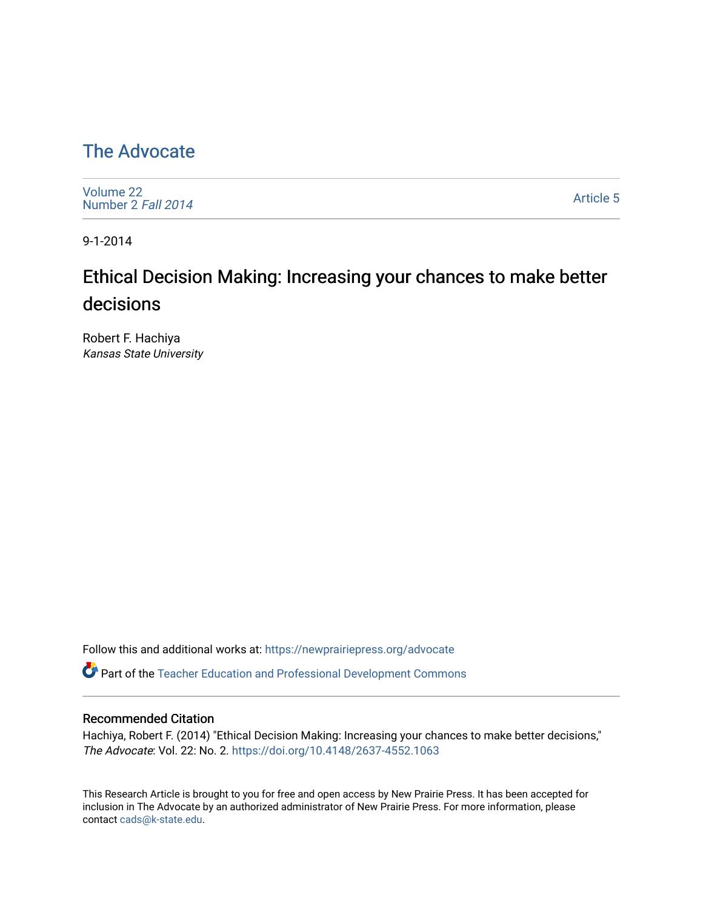# The Advocate

Volume 22
Number 2 *Fall 2014*

Article 5

9-1-2014

## Ethical Decision Making: Increasing your chances to make better decisions

Robert F. Hachiya
*Kansas State University*

Follow this and additional works at: https://newprairiepress.org/advocate

Part of the Teacher Education and Professional Development Commons

### Recommended Citation

Hachiya, Robert F. (2014) "Ethical Decision Making: Increasing your chances to make better decisions," *The Advocate*: Vol. 22: No. 2. https://doi.org/10.4148/2637-4552.1063

This Research Article is brought to you for free and open access by New Prairie Press. It has been accepted for inclusion in The Advocate by an authorized administrator of New Prairie Press. For more information, please contact cads@k-state.edu.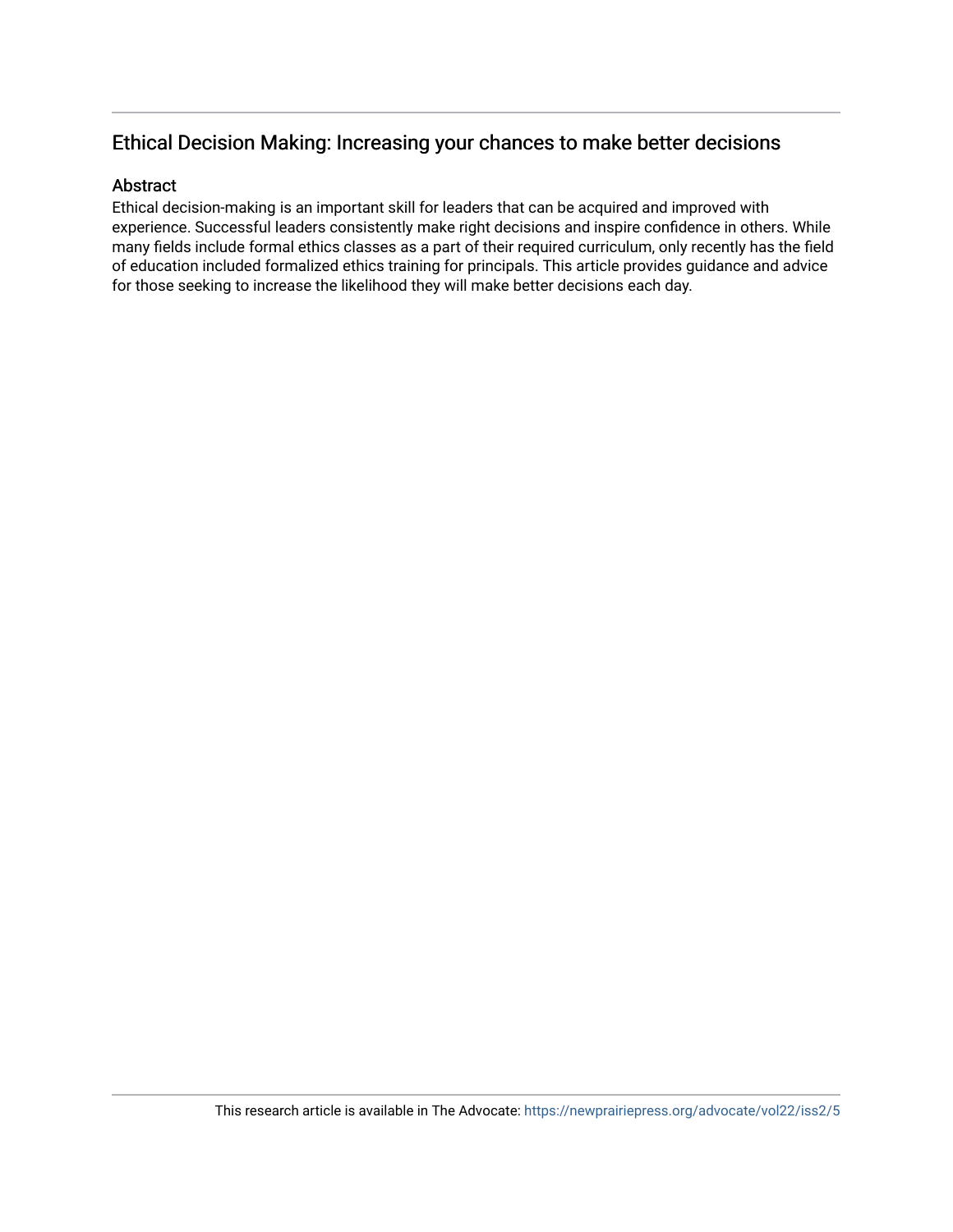## Ethical Decision Making: Increasing your chances to make better decisions

### Abstract

Ethical decision-making is an important skill for leaders that can be acquired and improved with experience. Successful leaders consistently make right decisions and inspire confidence in others. While many fields include formal ethics classes as a part of their required curriculum, only recently has the field of education included formalized ethics training for principals. This article provides guidance and advice for those seeking to increase the likelihood they will make better decisions each day.

This research article is available in The Advocate: https://newprairiepress.org/advocate/vol22/iss2/5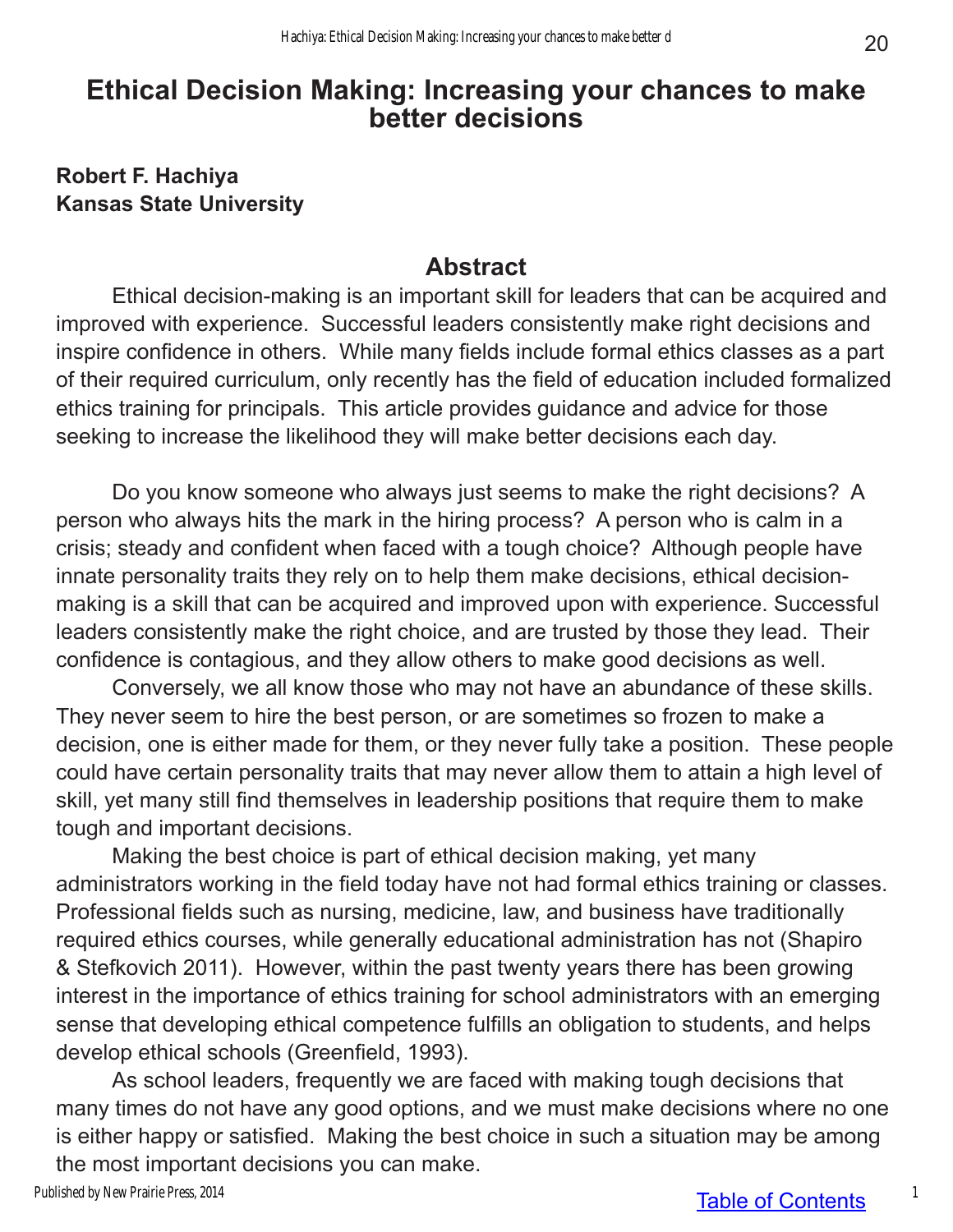# Ethical Decision Making: Increasing your chances to make better decisions

**Robert F. Hachiya**
**Kansas State University**

## Abstract

Ethical decision-making is an important skill for leaders that can be acquired and improved with experience. Successful leaders consistently make right decisions and inspire confidence in others. While many fields include formal ethics classes as a part of their required curriculum, only recently has the field of education included formalized ethics training for principals. This article provides guidance and advice for those seeking to increase the likelihood they will make better decisions each day.

Do you know someone who always just seems to make the right decisions? A person who always hits the mark in the hiring process? A person who is calm in a crisis; steady and confident when faced with a tough choice? Although people have innate personality traits they rely on to help them make decisions, ethical decision-making is a skill that can be acquired and improved upon with experience. Successful leaders consistently make the right choice, and are trusted by those they lead. Their confidence is contagious, and they allow others to make good decisions as well.

Conversely, we all know those who may not have an abundance of these skills. They never seem to hire the best person, or are sometimes so frozen to make a decision, one is either made for them, or they never fully take a position. These people could have certain personality traits that may never allow them to attain a high level of skill, yet many still find themselves in leadership positions that require them to make tough and important decisions.

Making the best choice is part of ethical decision making, yet many administrators working in the field today have not had formal ethics training or classes. Professional fields such as nursing, medicine, law, and business have traditionally required ethics courses, while generally educational administration has not (Shapiro & Stefkovich 2011). However, within the past twenty years there has been growing interest in the importance of ethics training for school administrators with an emerging sense that developing ethical competence fulfills an obligation to students, and helps develop ethical schools (Greenfield, 1993).

As school leaders, frequently we are faced with making tough decisions that many times do not have any good options, and we must make decisions where no one is either happy or satisfied. Making the best choice in such a situation may be among the most important decisions you can make.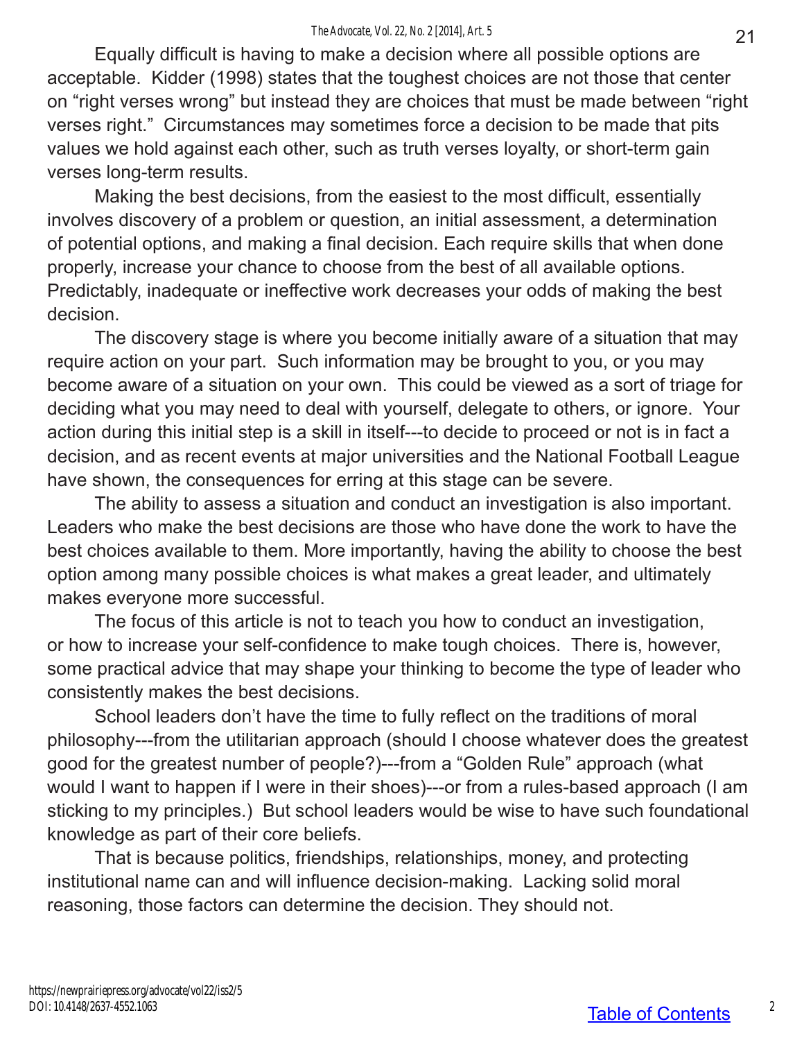Equally difficult is having to make a decision where all possible options are acceptable. Kidder (1998) states that the toughest choices are not those that center on "right verses wrong" but instead they are choices that must be made between "right verses right." Circumstances may sometimes force a decision to be made that pits values we hold against each other, such as truth verses loyalty, or short-term gain verses long-term results.

Making the best decisions, from the easiest to the most difficult, essentially involves discovery of a problem or question, an initial assessment, a determination of potential options, and making a final decision. Each require skills that when done properly, increase your chance to choose from the best of all available options. Predictably, inadequate or ineffective work decreases your odds of making the best decision.

The discovery stage is where you become initially aware of a situation that may require action on your part. Such information may be brought to you, or you may become aware of a situation on your own. This could be viewed as a sort of triage for deciding what you may need to deal with yourself, delegate to others, or ignore. Your action during this initial step is a skill in itself---to decide to proceed or not is in fact a decision, and as recent events at major universities and the National Football League have shown, the consequences for erring at this stage can be severe.

The ability to assess a situation and conduct an investigation is also important. Leaders who make the best decisions are those who have done the work to have the best choices available to them. More importantly, having the ability to choose the best option among many possible choices is what makes a great leader, and ultimately makes everyone more successful.

The focus of this article is not to teach you how to conduct an investigation, or how to increase your self-confidence to make tough choices. There is, however, some practical advice that may shape your thinking to become the type of leader who consistently makes the best decisions.

School leaders don't have the time to fully reflect on the traditions of moral philosophy---from the utilitarian approach (should I choose whatever does the greatest good for the greatest number of people?)---from a "Golden Rule" approach (what would I want to happen if I were in their shoes)---or from a rules-based approach (I am sticking to my principles.) But school leaders would be wise to have such foundational knowledge as part of their core beliefs.

That is because politics, friendships, relationships, money, and protecting institutional name can and will influence decision-making. Lacking solid moral reasoning, those factors can determine the decision. They should not.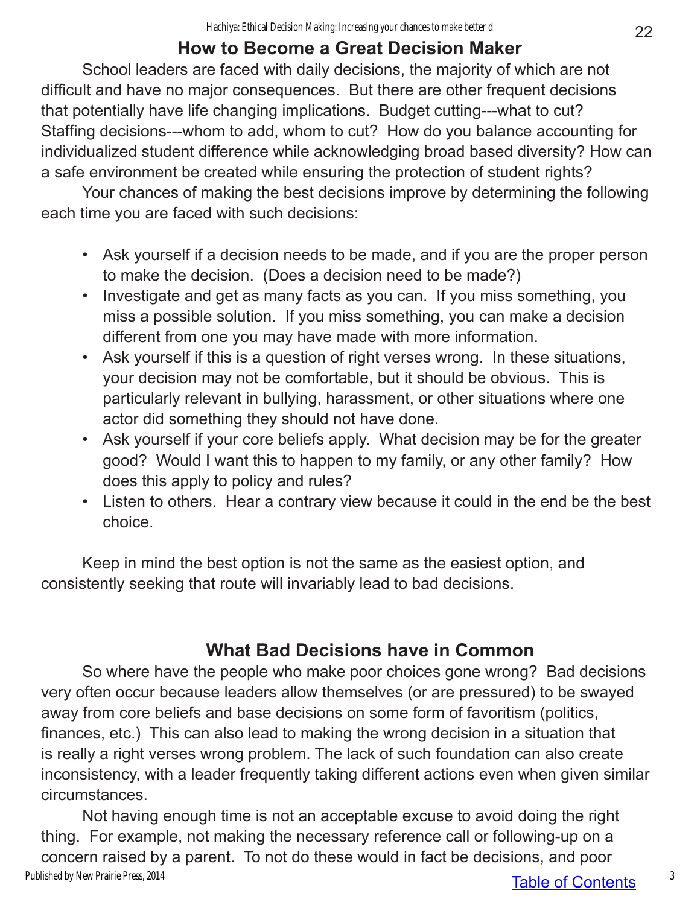## How to Become a Great Decision Maker

School leaders are faced with daily decisions, the majority of which are not difficult and have no major consequences. But there are other frequent decisions that potentially have life changing implications. Budget cutting---what to cut? Staffing decisions---whom to add, whom to cut? How do you balance accounting for individualized student difference while acknowledging broad based diversity? How can a safe environment be created while ensuring the protection of student rights?

Your chances of making the best decisions improve by determining the following each time you are faced with such decisions:

- Ask yourself if a decision needs to be made, and if you are the proper person to make the decision. (Does a decision need to be made?)
- Investigate and get as many facts as you can. If you miss something, you miss a possible solution. If you miss something, you can make a decision different from one you may have made with more information.
- Ask yourself if this is a question of right verses wrong. In these situations, your decision may not be comfortable, but it should be obvious. This is particularly relevant in bullying, harassment, or other situations where one actor did something they should not have done.
- Ask yourself if your core beliefs apply. What decision may be for the greater good? Would I want this to happen to my family, or any other family? How does this apply to policy and rules?
- Listen to others. Hear a contrary view because it could in the end be the best choice.

Keep in mind the best option is not the same as the easiest option, and consistently seeking that route will invariably lead to bad decisions.

## What Bad Decisions have in Common

So where have the people who make poor choices gone wrong? Bad decisions very often occur because leaders allow themselves (or are pressured) to be swayed away from core beliefs and base decisions on some form of favoritism (politics, finances, etc.) This can also lead to making the wrong decision in a situation that is really a right verses wrong problem. The lack of such foundation can also create inconsistency, with a leader frequently taking different actions even when given similar circumstances.

Not having enough time is not an acceptable excuse to avoid doing the right thing. For example, not making the necessary reference call or following-up on a concern raised by a parent. To not do these would in fact be decisions, and poor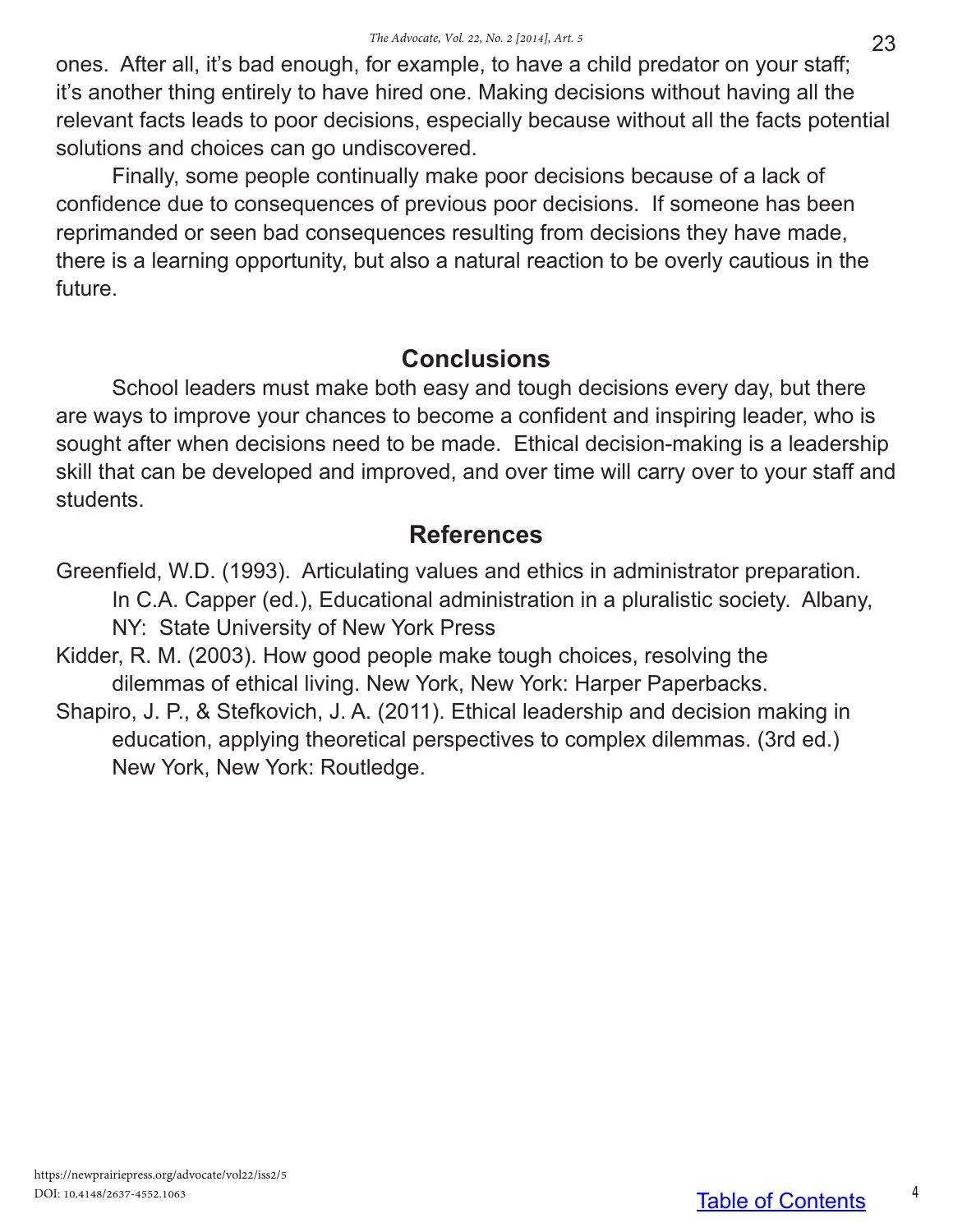ones. After all, it's bad enough, for example, to have a child predator on your staff; it's another thing entirely to have hired one. Making decisions without having all the relevant facts leads to poor decisions, especially because without all the facts potential solutions and choices can go undiscovered.

Finally, some people continually make poor decisions because of a lack of confidence due to consequences of previous poor decisions. If someone has been reprimanded or seen bad consequences resulting from decisions they have made, there is a learning opportunity, but also a natural reaction to be overly cautious in the future.

## Conclusions

School leaders must make both easy and tough decisions every day, but there are ways to improve your chances to become a confident and inspiring leader, who is sought after when decisions need to be made. Ethical decision-making is a leadership skill that can be developed and improved, and over time will carry over to your staff and students.

## References

Greenfield, W.D. (1993). Articulating values and ethics in administrator preparation. In C.A. Capper (ed.), Educational administration in a pluralistic society. Albany, NY: State University of New York Press

Kidder, R. M. (2003). How good people make tough choices, resolving the dilemmas of ethical living. New York, New York: Harper Paperbacks.

Shapiro, J. P., & Stefkovich, J. A. (2011). Ethical leadership and decision making in education, applying theoretical perspectives to complex dilemmas. (3rd ed.) New York, New York: Routledge.

https://newprairiepress.org/advocate/vol22/iss2/5
DOI: 10.4148/2637-4552.1063

Table of Contents